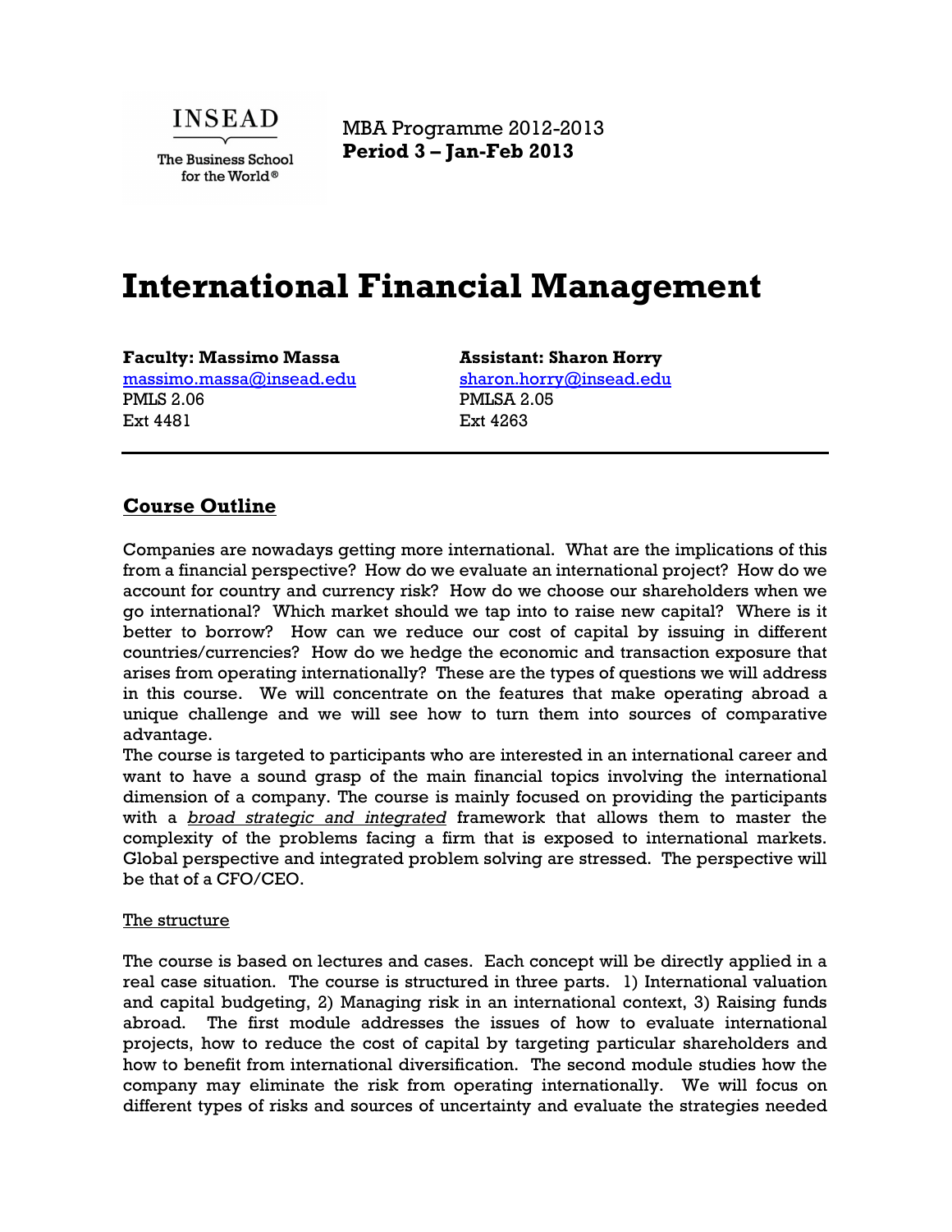INSEAD

The Business School for the World®

MBA Programme 2012-2013
**Period 3 – Jan-Feb 2013**

# International Financial Management

| **Faculty: Massimo Massa** | **Assistant: Sharon Horry** |
|---|---|
| massimo.massa@insead.edu | sharon.horry@insead.edu |
| PMLS 2.06 | PMLSA 2.05 |
| Ext 4481 | Ext 4263 |

## Course Outline

Companies are nowadays getting more international. What are the implications of this from a financial perspective? How do we evaluate an international project? How do we account for country and currency risk? How do we choose our shareholders when we go international? Which market should we tap into to raise new capital? Where is it better to borrow? How can we reduce our cost of capital by issuing in different countries/currencies? How do we hedge the economic and transaction exposure that arises from operating internationally? These are the types of questions we will address in this course. We will concentrate on the features that make operating abroad a unique challenge and we will see how to turn them into sources of comparative advantage.

The course is targeted to participants who are interested in an international career and want to have a sound grasp of the main financial topics involving the international dimension of a company. The course is mainly focused on providing the participants with a *broad strategic and integrated* framework that allows them to master the complexity of the problems facing a firm that is exposed to international markets. Global perspective and integrated problem solving are stressed. The perspective will be that of a CFO/CEO.

### The structure

The course is based on lectures and cases. Each concept will be directly applied in a real case situation. The course is structured in three parts. 1) International valuation and capital budgeting, 2) Managing risk in an international context, 3) Raising funds abroad. The first module addresses the issues of how to evaluate international projects, how to reduce the cost of capital by targeting particular shareholders and how to benefit from international diversification. The second module studies how the company may eliminate the risk from operating internationally. We will focus on different types of risks and sources of uncertainty and evaluate the strategies needed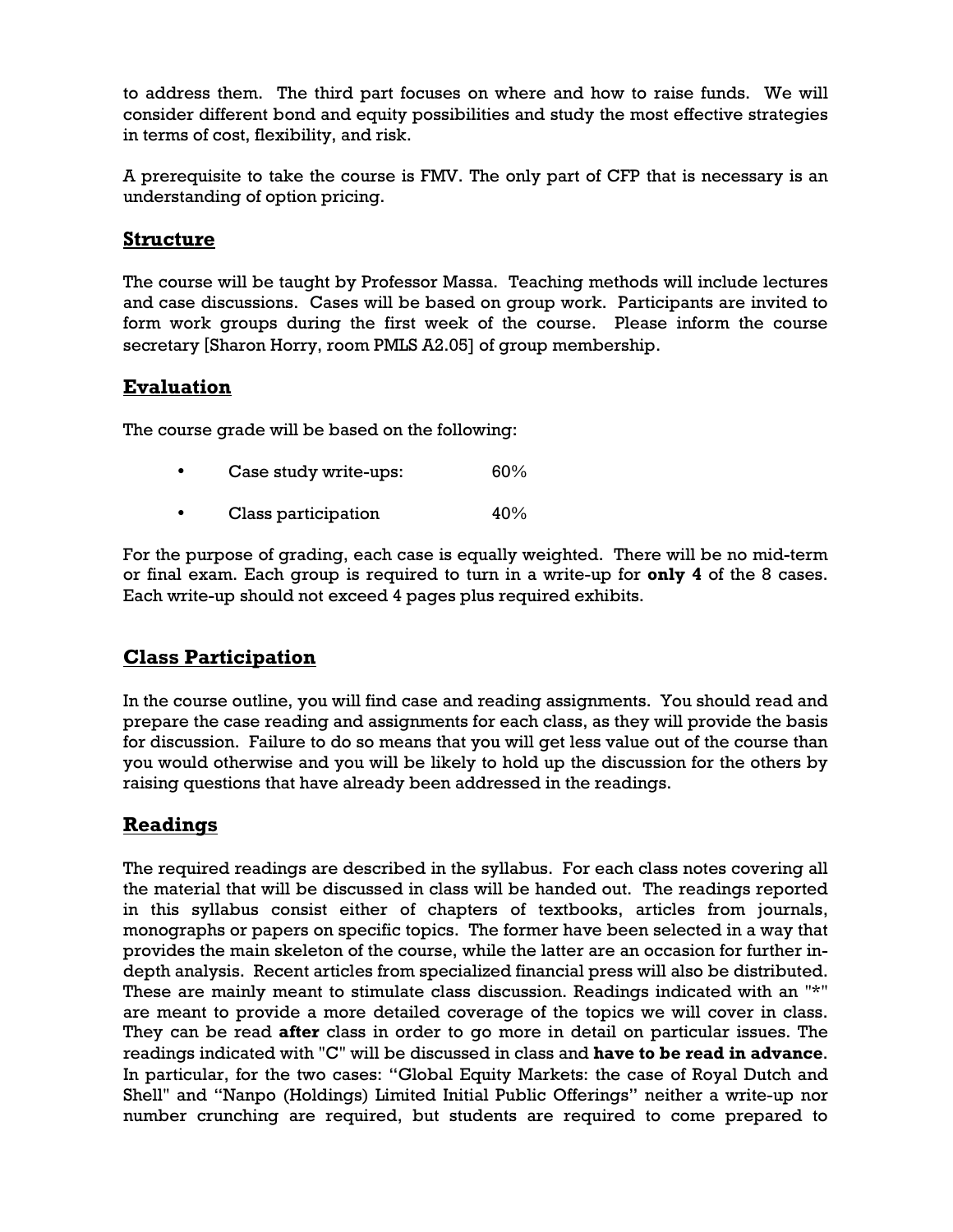to address them. The third part focuses on where and how to raise funds. We will consider different bond and equity possibilities and study the most effective strategies in terms of cost, flexibility, and risk.

A prerequisite to take the course is FMV. The only part of CFP that is necessary is an understanding of option pricing.

## Structure

The course will be taught by Professor Massa. Teaching methods will include lectures and case discussions. Cases will be based on group work. Participants are invited to form work groups during the first week of the course. Please inform the course secretary [Sharon Horry, room PMLS A2.05] of group membership.

## Evaluation

The course grade will be based on the following:

- Case study write-ups: 60%
- Class participation 40%

For the purpose of grading, each case is equally weighted. There will be no mid-term or final exam. Each group is required to turn in a write-up for **only 4** of the 8 cases. Each write-up should not exceed 4 pages plus required exhibits.

## Class Participation

In the course outline, you will find case and reading assignments. You should read and prepare the case reading and assignments for each class, as they will provide the basis for discussion. Failure to do so means that you will get less value out of the course than you would otherwise and you will be likely to hold up the discussion for the others by raising questions that have already been addressed in the readings.

## Readings

The required readings are described in the syllabus. For each class notes covering all the material that will be discussed in class will be handed out. The readings reported in this syllabus consist either of chapters of textbooks, articles from journals, monographs or papers on specific topics. The former have been selected in a way that provides the main skeleton of the course, while the latter are an occasion for further in-depth analysis. Recent articles from specialized financial press will also be distributed. These are mainly meant to stimulate class discussion. Readings indicated with an "*" are meant to provide a more detailed coverage of the topics we will cover in class. They can be read **after** class in order to go more in detail on particular issues. The readings indicated with "C" will be discussed in class and **have to be read in advance**. In particular, for the two cases: "Global Equity Markets: the case of Royal Dutch and Shell" and "Nanpo (Holdings) Limited Initial Public Offerings" neither a write-up nor number crunching are required, but students are required to come prepared to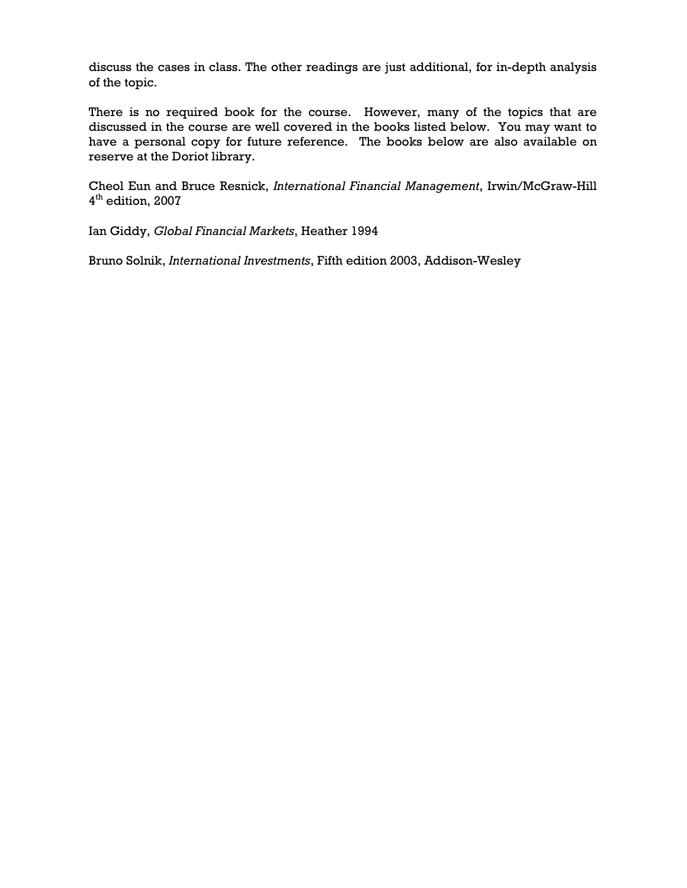discuss the cases in class. The other readings are just additional, for in-depth analysis of the topic.

There is no required book for the course. However, many of the topics that are discussed in the course are well covered in the books listed below. You may want to have a personal copy for future reference. The books below are also available on reserve at the Doriot library.

Cheol Eun and Bruce Resnick, *International Financial Management*, Irwin/McGraw-Hill 4th edition, 2007

Ian Giddy, *Global Financial Markets*, Heather 1994

Bruno Solnik, *International Investments*, Fifth edition 2003, Addison-Wesley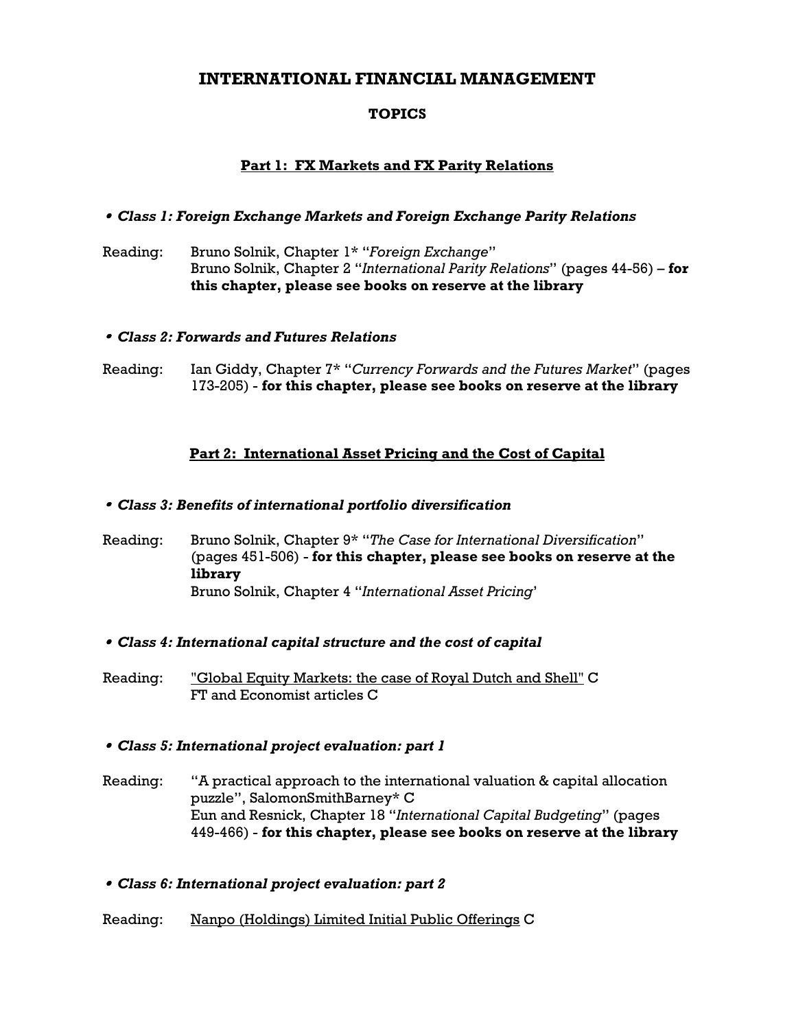# INTERNATIONAL FINANCIAL MANAGEMENT

## TOPICS

### <u>Part 1: FX Markets and FX Parity Relations</u>

- ***Class 1: Foreign Exchange Markets and Foreign Exchange Parity Relations***

Reading: Bruno Solnik, Chapter 1* "*Foreign Exchange*"
Bruno Solnik, Chapter 2 "*International Parity Relations*" (pages 44-56) – **for this chapter, please see books on reserve at the library**

- ***Class 2: Forwards and Futures Relations***

Reading: Ian Giddy, Chapter 7* "*Currency Forwards and the Futures Market*" (pages 173-205) - **for this chapter, please see books on reserve at the library**

### <u>Part 2: International Asset Pricing and the Cost of Capital</u>

- ***Class 3: Benefits of international portfolio diversification***

Reading: Bruno Solnik, Chapter 9* "*The Case for International Diversification*" (pages 451-506) - **for this chapter, please see books on reserve at the library**
Bruno Solnik, Chapter 4 "*International Asset Pricing*'

- ***Class 4: International capital structure and the cost of capital***

Reading: <u>"Global Equity Markets: the case of Royal Dutch and Shell"</u> C
FT and Economist articles C

- ***Class 5: International project evaluation: part 1***

Reading: "A practical approach to the international valuation & capital allocation puzzle", SalomonSmithBarney* C
Eun and Resnick, Chapter 18 "*International Capital Budgeting*" (pages 449-466) - **for this chapter, please see books on reserve at the library**

- ***Class 6: International project evaluation: part 2***

Reading: <u>Nanpo (Holdings) Limited Initial Public Offerings</u> C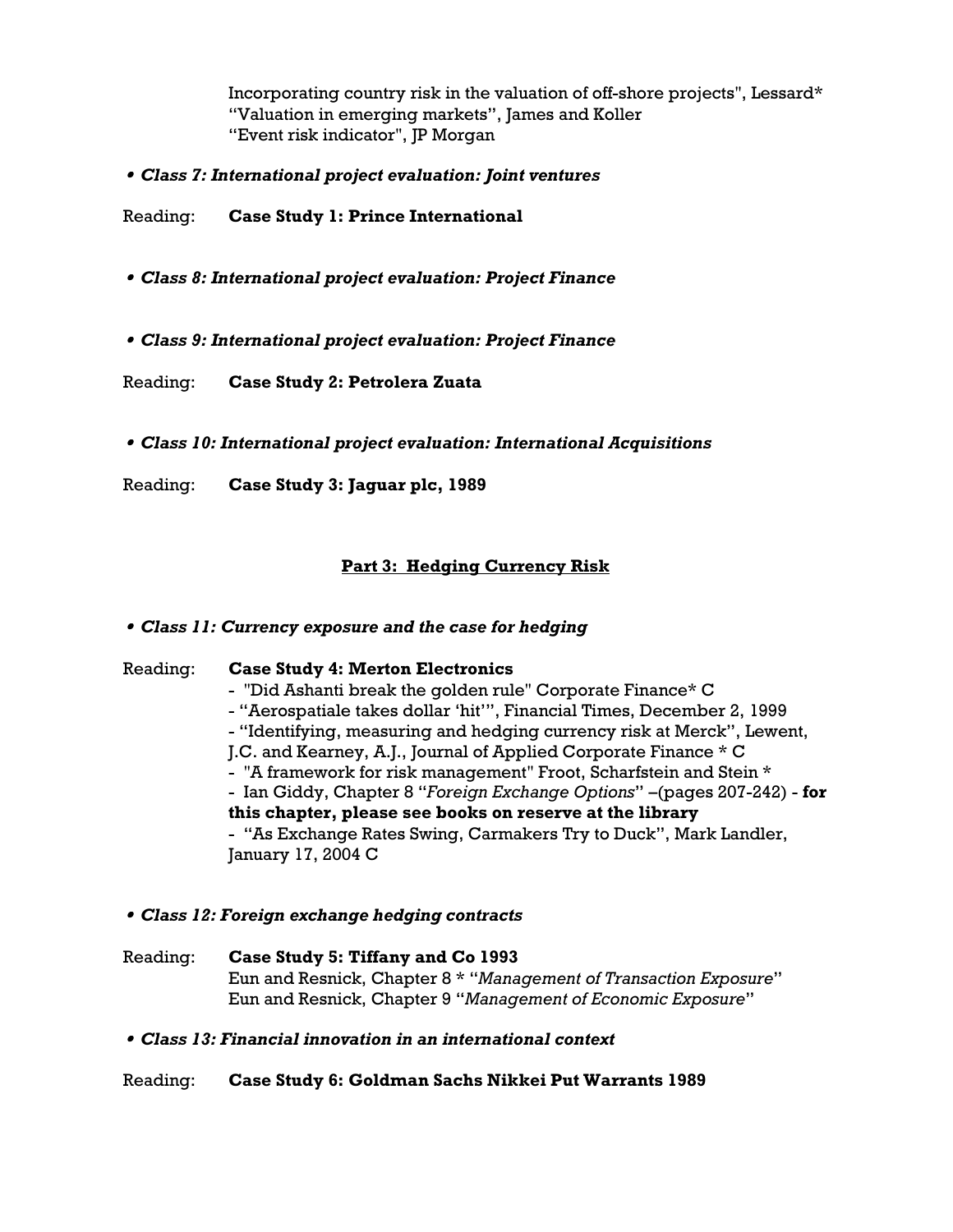Incorporating country risk in the valuation of off-shore projects", Lessard*
"Valuation in emerging markets", James and Koller
"Event risk indicator", JP Morgan

- ***Class 7: International project evaluation: Joint ventures***

Reading: **Case Study 1: Prince International**

- ***Class 8: International project evaluation: Project Finance***

- ***Class 9: International project evaluation: Project Finance***

Reading: **Case Study 2: Petrolera Zuata**

- ***Class 10: International project evaluation: International Acquisitions***

Reading: **Case Study 3: Jaguar plc, 1989**

## Part 3: Hedging Currency Risk

- ***Class 11: Currency exposure and the case for hedging***

Reading: **Case Study 4: Merton Electronics**

- "Did Ashanti break the golden rule" Corporate Finance* C
- "Aerospatiale takes dollar 'hit'", Financial Times, December 2, 1999
- "Identifying, measuring and hedging currency risk at Merck", Lewent, J.C. and Kearney, A.J., Journal of Applied Corporate Finance * C
- "A framework for risk management" Froot, Scharfstein and Stein *
- Ian Giddy, Chapter 8 "*Foreign Exchange Options*" –(pages 207-242) - **for this chapter, please see books on reserve at the library**
- "As Exchange Rates Swing, Carmakers Try to Duck", Mark Landler, January 17, 2004 C

- ***Class 12: Foreign exchange hedging contracts***

Reading: **Case Study 5: Tiffany and Co 1993**
Eun and Resnick, Chapter 8 * "*Management of Transaction Exposure*"
Eun and Resnick, Chapter 9 "*Management of Economic Exposure*"

- ***Class 13: Financial innovation in an international context***

Reading: **Case Study 6: Goldman Sachs Nikkei Put Warrants 1989**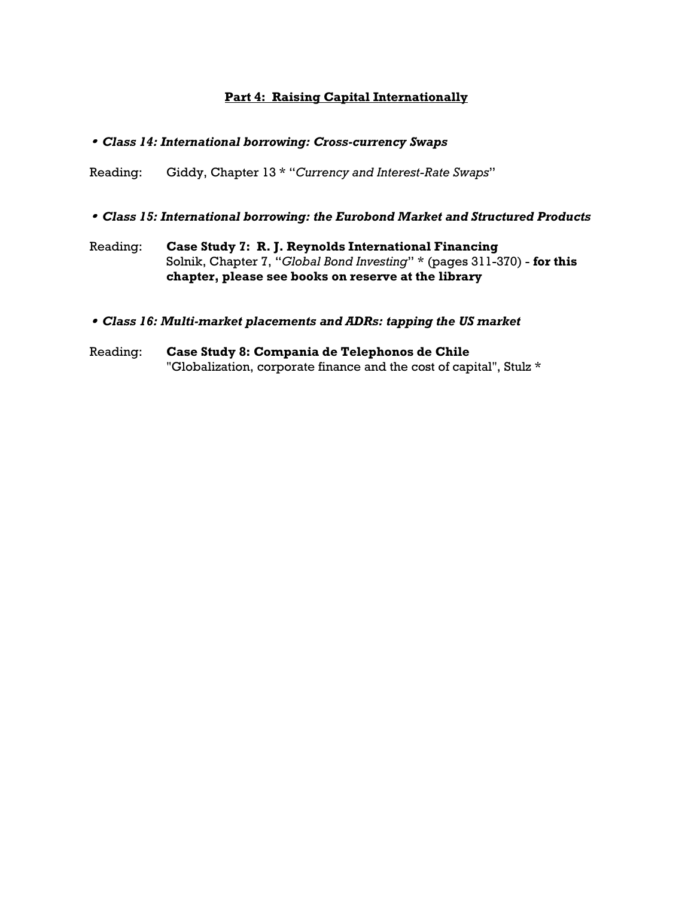## **Part 4: Raising Capital Internationally**

- ***Class 14: International borrowing: Cross-currency Swaps***

Reading: Giddy, Chapter 13 * "*Currency and Interest-Rate Swaps*"

- ***Class 15: International borrowing: the Eurobond Market and Structured Products***

Reading: **Case Study 7: R. J. Reynolds International Financing**
Solnik, Chapter 7, "*Global Bond Investing*" * (pages 311-370) - **for this chapter, please see books on reserve at the library**

- ***Class 16: Multi-market placements and ADRs: tapping the US market***

Reading: **Case Study 8: Compania de Telephonos de Chile**
"Globalization, corporate finance and the cost of capital", Stulz *